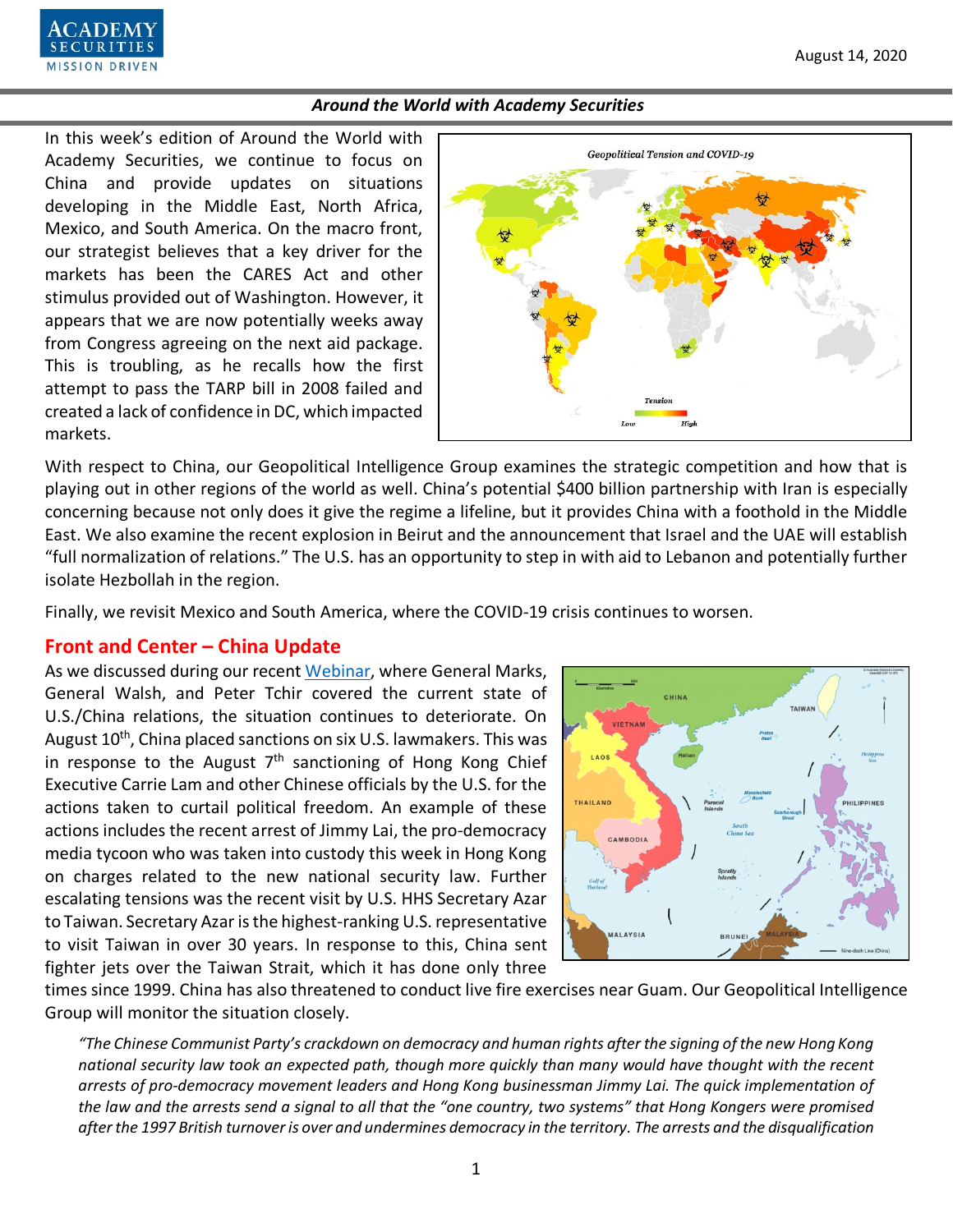August 14, 2020

## Around the World with Academy Securities

In this week's edition of Around the World with Academy Securities, we continue to focus on China and provide updates on situations developing in the Middle East, North Africa, Mexico, and South America. On the macro front, our strategist believes that a key driver for the markets has been the CARES Act and other stimulus provided out of Washington. However, it appears that we are now potentially weeks away from Congress agreeing on the next aid package. This is troubling, as he recalls how the first attempt to pass the TARP bill in 2008 failed and created a lack of confidence in DC, which impacted markets.

With respect to China, our Geopolitical Intelligence Group examines the strategic competition and how that is playing out in other regions of the world as well. China's potential $400 billion partnership with Iran is especially concerning because not only does it give the regime a lifeline, but it provides China with a foothold in the Middle East. We also examine the recent explosion in Beirut and the announcement that Israel and the UAE will establish "full normalization of relations." The U.S. has an opportunity to step in with aid to Lebanon and potentially further isolate Hezbollah in the region.

Finally, we revisit Mexico and South America, where the COVID-19 crisis continues to worsen.

## Front and Center – China Update

As we discussed during our recent [Webinar](), where General Marks, General Walsh, and Peter Tchir covered the current state of U.S./China relations, the situation continues to deteriorate. On August 10th, China placed sanctions on six U.S. lawmakers. This was in response to the August 7th sanctioning of Hong Kong Chief Executive Carrie Lam and other Chinese officials by the U.S. for the actions taken to curtail political freedom. An example of these actions includes the recent arrest of Jimmy Lai, the pro-democracy media tycoon who was taken into custody this week in Hong Kong on charges related to the new national security law. Further escalating tensions was the recent visit by U.S. HHS Secretary Azar to Taiwan. Secretary Azar is the highest-ranking U.S. representative to visit Taiwan in over 30 years. In response to this, China sent fighter jets over the Taiwan Strait, which it has done only three times since 1999. China has also threatened to conduct live fire exercises near Guam. Our Geopolitical Intelligence Group will monitor the situation closely.

> *"The Chinese Communist Party's crackdown on democracy and human rights after the signing of the new Hong Kong national security law took an expected path, though more quickly than many would have thought with the recent arrests of pro-democracy movement leaders and Hong Kong businessman Jimmy Lai. The quick implementation of the law and the arrests send a signal to all that the "one country, two systems" that Hong Kongers were promised after the 1997 British turnover is over and undermines democracy in the territory. The arrests and the disqualification*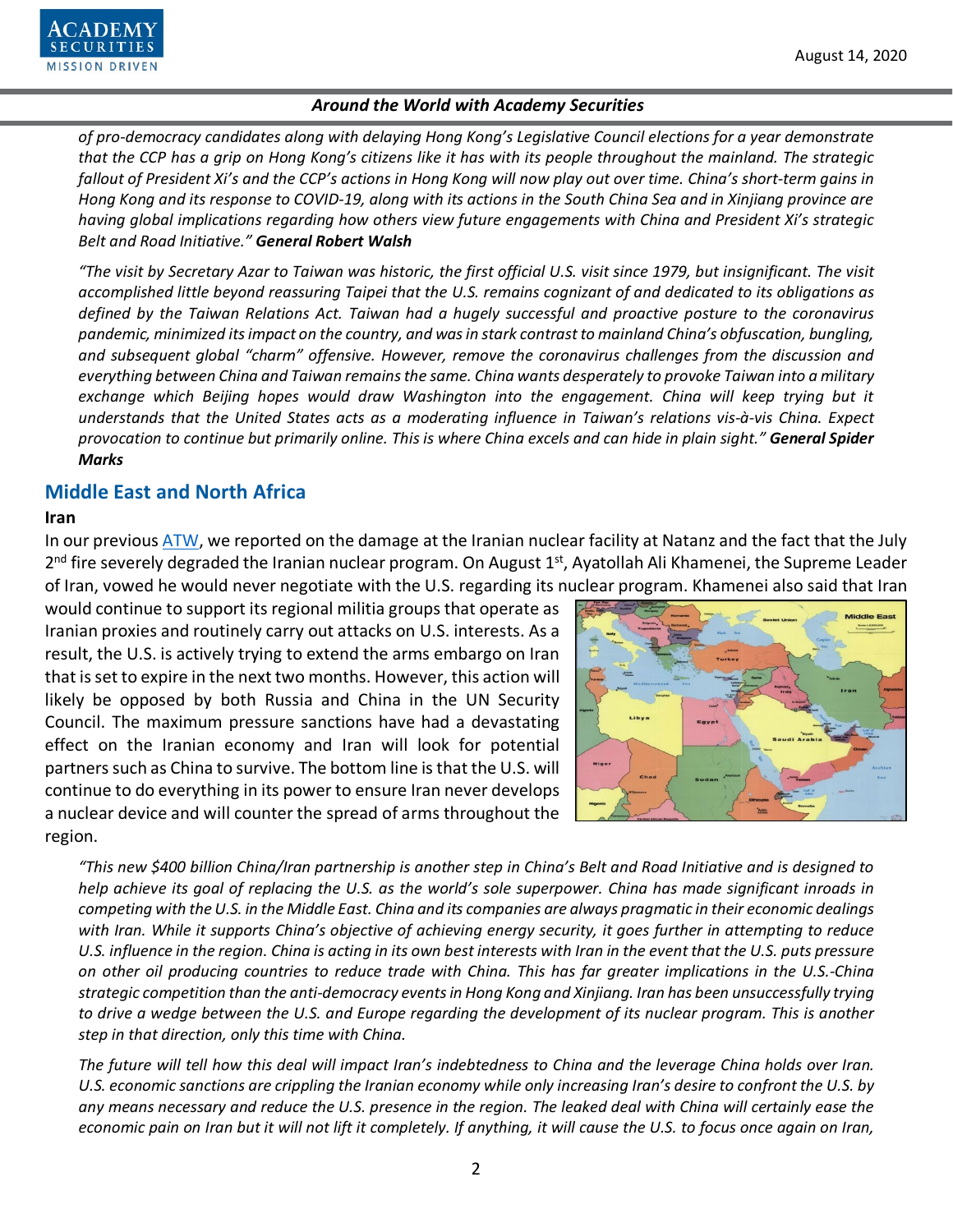*of pro-democracy candidates along with delaying Hong Kong's Legislative Council elections for a year demonstrate that the CCP has a grip on Hong Kong's citizens like it has with its people throughout the mainland. The strategic fallout of President Xi's and the CCP's actions in Hong Kong will now play out over time. China's short-term gains in Hong Kong and its response to COVID-19, along with its actions in the South China Sea and in Xinjiang province are having global implications regarding how others view future engagements with China and President Xi's strategic Belt and Road Initiative."* ***General Robert Walsh***

*"The visit by Secretary Azar to Taiwan was historic, the first official U.S. visit since 1979, but insignificant. The visit accomplished little beyond reassuring Taipei that the U.S. remains cognizant of and dedicated to its obligations as defined by the Taiwan Relations Act. Taiwan had a hugely successful and proactive posture to the coronavirus pandemic, minimized its impact on the country, and was in stark contrast to mainland China's obfuscation, bungling, and subsequent global "charm" offensive. However, remove the coronavirus challenges from the discussion and everything between China and Taiwan remains the same. China wants desperately to provoke Taiwan into a military exchange which Beijing hopes would draw Washington into the engagement. China will keep trying but it understands that the United States acts as a moderating influence in Taiwan's relations vis-à-vis China. Expect provocation to continue but primarily online. This is where China excels and can hide in plain sight."* ***General Spider Marks***

## Middle East and North Africa

**Iran**

In our previous ATW, we reported on the damage at the Iranian nuclear facility at Natanz and the fact that the July 2nd fire severely degraded the Iranian nuclear program. On August 1st, Ayatollah Ali Khamenei, the Supreme Leader of Iran, vowed he would never negotiate with the U.S. regarding its nuclear program. Khamenei also said that Iran would continue to support its regional militia groups that operate as Iranian proxies and routinely carry out attacks on U.S. interests. As a result, the U.S. is actively trying to extend the arms embargo on Iran that is set to expire in the next two months. However, this action will likely be opposed by both Russia and China in the UN Security Council. The maximum pressure sanctions have had a devastating effect on the Iranian economy and Iran will look for potential partners such as China to survive. The bottom line is that the U.S. will continue to do everything in its power to ensure Iran never develops a nuclear device and will counter the spread of arms throughout the region.

*"This new $400 billion China/Iran partnership is another step in China's Belt and Road Initiative and is designed to help achieve its goal of replacing the U.S. as the world's sole superpower. China has made significant inroads in competing with the U.S. in the Middle East. China and its companies are always pragmatic in their economic dealings with Iran. While it supports China's objective of achieving energy security, it goes further in attempting to reduce U.S. influence in the region. China is acting in its own best interests with Iran in the event that the U.S. puts pressure on other oil producing countries to reduce trade with China. This has far greater implications in the U.S.-China strategic competition than the anti-democracy events in Hong Kong and Xinjiang. Iran has been unsuccessfully trying to drive a wedge between the U.S. and Europe regarding the development of its nuclear program. This is another step in that direction, only this time with China.*

*The future will tell how this deal will impact Iran's indebtedness to China and the leverage China holds over Iran. U.S. economic sanctions are crippling the Iranian economy while only increasing Iran's desire to confront the U.S. by any means necessary and reduce the U.S. presence in the region. The leaked deal with China will certainly ease the economic pain on Iran but it will not lift it completely. If anything, it will cause the U.S. to focus once again on Iran,*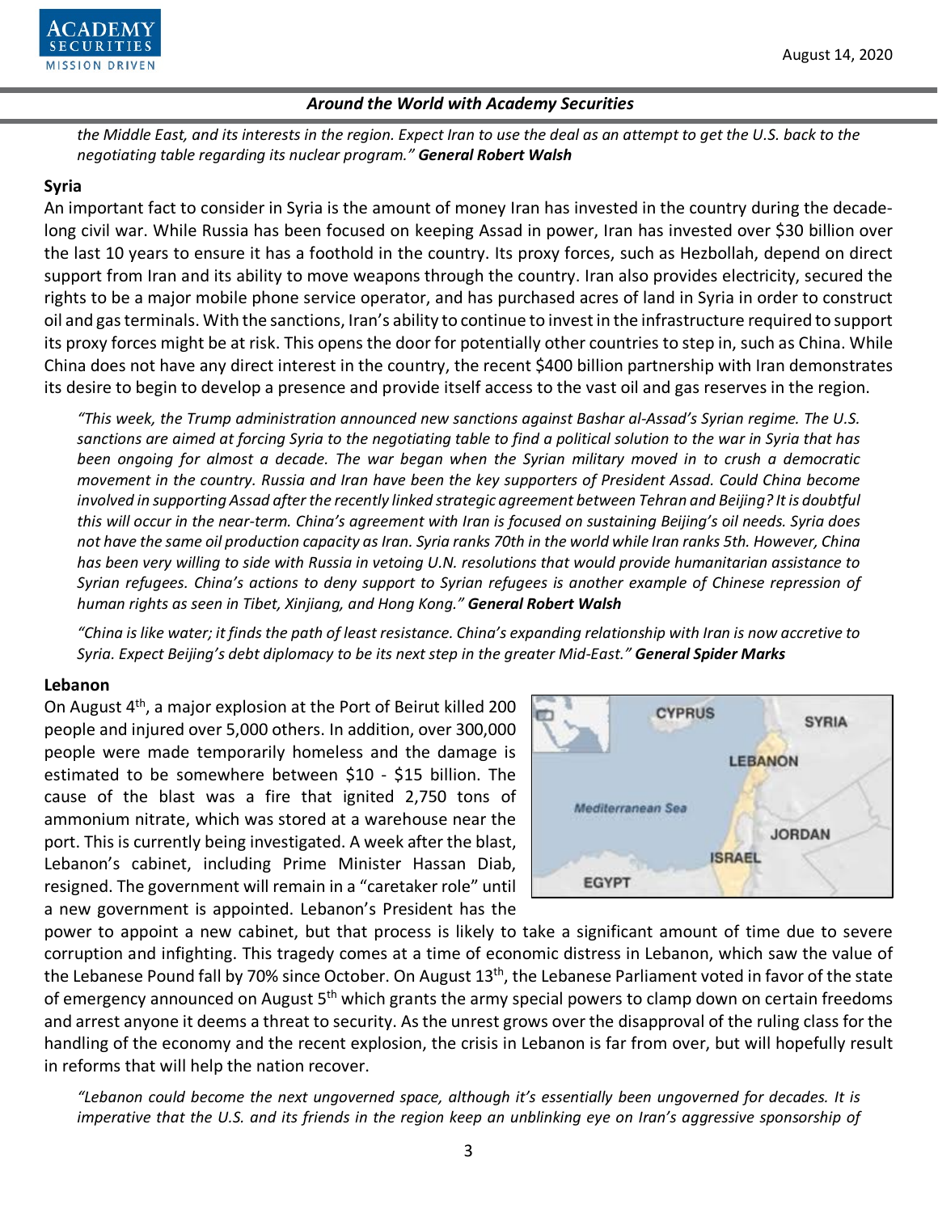*the Middle East, and its interests in the region. Expect Iran to use the deal as an attempt to get the U.S. back to the negotiating table regarding its nuclear program."* ***General Robert Walsh***

**Syria**

An important fact to consider in Syria is the amount of money Iran has invested in the country during the decade-long civil war. While Russia has been focused on keeping Assad in power, Iran has invested over $30 billion over the last 10 years to ensure it has a foothold in the country. Its proxy forces, such as Hezbollah, depend on direct support from Iran and its ability to move weapons through the country. Iran also provides electricity, secured the rights to be a major mobile phone service operator, and has purchased acres of land in Syria in order to construct oil and gas terminals. With the sanctions, Iran's ability to continue to invest in the infrastructure required to support its proxy forces might be at risk. This opens the door for potentially other countries to step in, such as China. While China does not have any direct interest in the country, the recent $400 billion partnership with Iran demonstrates its desire to begin to develop a presence and provide itself access to the vast oil and gas reserves in the region.

*"This week, the Trump administration announced new sanctions against Bashar al-Assad's Syrian regime. The U.S. sanctions are aimed at forcing Syria to the negotiating table to find a political solution to the war in Syria that has been ongoing for almost a decade. The war began when the Syrian military moved in to crush a democratic movement in the country. Russia and Iran have been the key supporters of President Assad. Could China become involved in supporting Assad after the recently linked strategic agreement between Tehran and Beijing? It is doubtful this will occur in the near-term. China's agreement with Iran is focused on sustaining Beijing's oil needs. Syria does not have the same oil production capacity as Iran. Syria ranks 70th in the world while Iran ranks 5th. However, China has been very willing to side with Russia in vetoing U.N. resolutions that would provide humanitarian assistance to Syrian refugees. China's actions to deny support to Syrian refugees is another example of Chinese repression of human rights as seen in Tibet, Xinjiang, and Hong Kong."* ***General Robert Walsh***

*"China is like water; it finds the path of least resistance. China's expanding relationship with Iran is now accretive to Syria. Expect Beijing's debt diplomacy to be its next step in the greater Mid-East."* ***General Spider Marks***

**Lebanon**

On August 4th, a major explosion at the Port of Beirut killed 200 people and injured over 5,000 others. In addition, over 300,000 people were made temporarily homeless and the damage is estimated to be somewhere between $10 - $15 billion. The cause of the blast was a fire that ignited 2,750 tons of ammonium nitrate, which was stored at a warehouse near the port. This is currently being investigated. A week after the blast, Lebanon's cabinet, including Prime Minister Hassan Diab, resigned. The government will remain in a "caretaker role" until a new government is appointed. Lebanon's President has the power to appoint a new cabinet, but that process is likely to take a significant amount of time due to severe corruption and infighting. This tragedy comes at a time of economic distress in Lebanon, which saw the value of the Lebanese Pound fall by 70% since October. On August 13th, the Lebanese Parliament voted in favor of the state of emergency announced on August 5th which grants the army special powers to clamp down on certain freedoms and arrest anyone it deems a threat to security. As the unrest grows over the disapproval of the ruling class for the handling of the economy and the recent explosion, the crisis in Lebanon is far from over, but will hopefully result in reforms that will help the nation recover.

*"Lebanon could become the next ungoverned space, although it's essentially been ungoverned for decades. It is imperative that the U.S. and its friends in the region keep an unblinking eye on Iran's aggressive sponsorship of*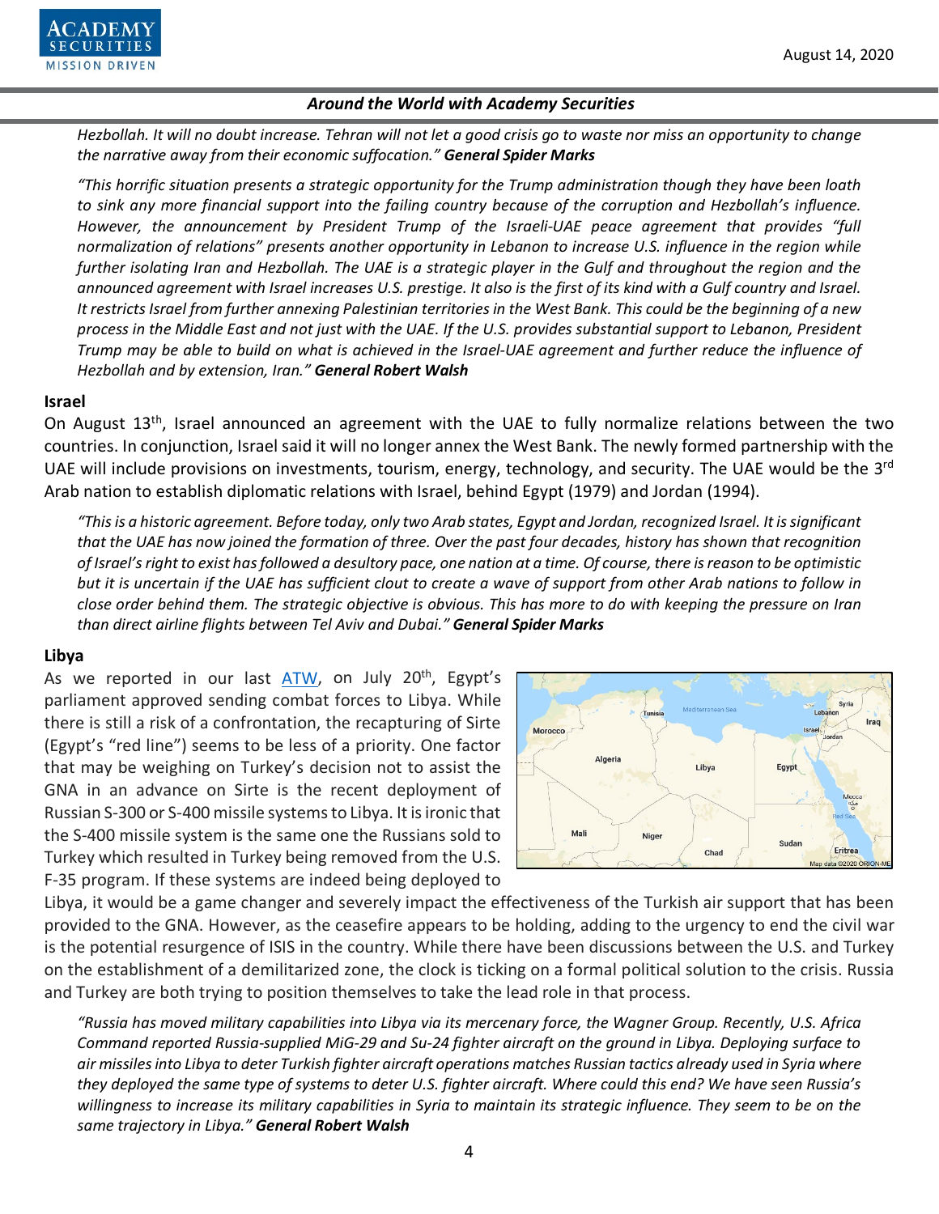*Hezbollah. It will no doubt increase. Tehran will not let a good crisis go to waste nor miss an opportunity to change the narrative away from their economic suffocation."* ***General Spider Marks***

*"This horrific situation presents a strategic opportunity for the Trump administration though they have been loath to sink any more financial support into the failing country because of the corruption and Hezbollah's influence. However, the announcement by President Trump of the Israeli-UAE peace agreement that provides "full normalization of relations" presents another opportunity in Lebanon to increase U.S. influence in the region while further isolating Iran and Hezbollah. The UAE is a strategic player in the Gulf and throughout the region and the announced agreement with Israel increases U.S. prestige. It also is the first of its kind with a Gulf country and Israel. It restricts Israel from further annexing Palestinian territories in the West Bank. This could be the beginning of a new process in the Middle East and not just with the UAE. If the U.S. provides substantial support to Lebanon, President Trump may be able to build on what is achieved in the Israel-UAE agreement and further reduce the influence of Hezbollah and by extension, Iran."* ***General Robert Walsh***

## Israel

On August 13th, Israel announced an agreement with the UAE to fully normalize relations between the two countries. In conjunction, Israel said it will no longer annex the West Bank. The newly formed partnership with the UAE will include provisions on investments, tourism, energy, technology, and security. The UAE would be the 3rd Arab nation to establish diplomatic relations with Israel, behind Egypt (1979) and Jordan (1994).

*"This is a historic agreement. Before today, only two Arab states, Egypt and Jordan, recognized Israel. It is significant that the UAE has now joined the formation of three. Over the past four decades, history has shown that recognition of Israel's right to exist has followed a desultory pace, one nation at a time. Of course, there is reason to be optimistic but it is uncertain if the UAE has sufficient clout to create a wave of support from other Arab nations to follow in close order behind them. The strategic objective is obvious. This has more to do with keeping the pressure on Iran than direct airline flights between Tel Aviv and Dubai."* ***General Spider Marks***

## Libya

As we reported in our last ATW, on July 20th, Egypt's parliament approved sending combat forces to Libya. While there is still a risk of a confrontation, the recapturing of Sirte (Egypt's "red line") seems to be less of a priority. One factor that may be weighing on Turkey's decision not to assist the GNA in an advance on Sirte is the recent deployment of Russian S-300 or S-400 missile systems to Libya. It is ironic that the S-400 missile system is the same one the Russians sold to Turkey which resulted in Turkey being removed from the U.S. F-35 program. If these systems are indeed being deployed to Libya, it would be a game changer and severely impact the effectiveness of the Turkish air support that has been provided to the GNA. However, as the ceasefire appears to be holding, adding to the urgency to end the civil war is the potential resurgence of ISIS in the country. While there have been discussions between the U.S. and Turkey on the establishment of a demilitarized zone, the clock is ticking on a formal political solution to the crisis. Russia and Turkey are both trying to position themselves to take the lead role in that process.

*"Russia has moved military capabilities into Libya via its mercenary force, the Wagner Group. Recently, U.S. Africa Command reported Russia-supplied MiG-29 and Su-24 fighter aircraft on the ground in Libya. Deploying surface to air missiles into Libya to deter Turkish fighter aircraft operations matches Russian tactics already used in Syria where they deployed the same type of systems to deter U.S. fighter aircraft. Where could this end? We have seen Russia's willingness to increase its military capabilities in Syria to maintain its strategic influence. They seem to be on the same trajectory in Libya."* ***General Robert Walsh***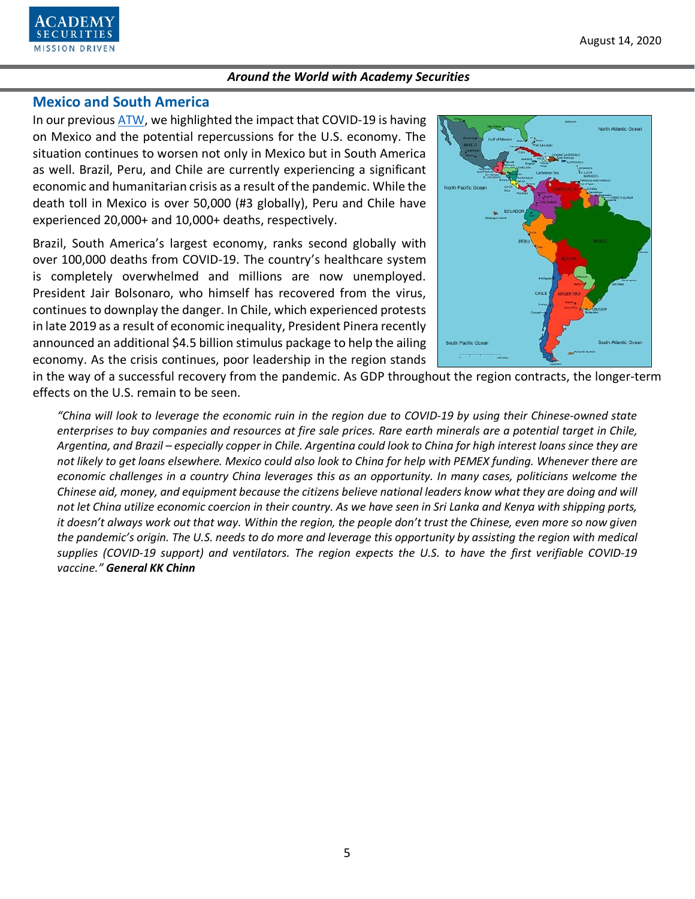## Mexico and South America

In our previous ATW, we highlighted the impact that COVID-19 is having on Mexico and the potential repercussions for the U.S. economy. The situation continues to worsen not only in Mexico but in South America as well. Brazil, Peru, and Chile are currently experiencing a significant economic and humanitarian crisis as a result of the pandemic. While the death toll in Mexico is over 50,000 (#3 globally), Peru and Chile have experienced 20,000+ and 10,000+ deaths, respectively.

Brazil, South America's largest economy, ranks second globally with over 100,000 deaths from COVID-19. The country's healthcare system is completely overwhelmed and millions are now unemployed. President Jair Bolsonaro, who himself has recovered from the virus, continues to downplay the danger. In Chile, which experienced protests in late 2019 as a result of economic inequality, President Pinera recently announced an additional $4.5 billion stimulus package to help the ailing economy. As the crisis continues, poor leadership in the region stands in the way of a successful recovery from the pandemic. As GDP throughout the region contracts, the longer-term effects on the U.S. remain to be seen.

> *"China will look to leverage the economic ruin in the region due to COVID-19 by using their Chinese-owned state enterprises to buy companies and resources at fire sale prices. Rare earth minerals are a potential target in Chile, Argentina, and Brazil – especially copper in Chile. Argentina could look to China for high interest loans since they are not likely to get loans elsewhere. Mexico could also look to China for help with PEMEX funding. Whenever there are economic challenges in a country China leverages this as an opportunity. In many cases, politicians welcome the Chinese aid, money, and equipment because the citizens believe national leaders know what they are doing and will not let China utilize economic coercion in their country. As we have seen in Sri Lanka and Kenya with shipping ports, it doesn't always work out that way. Within the region, the people don't trust the Chinese, even more so now given the pandemic's origin. The U.S. needs to do more and leverage this opportunity by assisting the region with medical supplies (COVID-19 support) and ventilators. The region expects the U.S. to have the first verifiable COVID-19 vaccine."* ***General KK Chinn***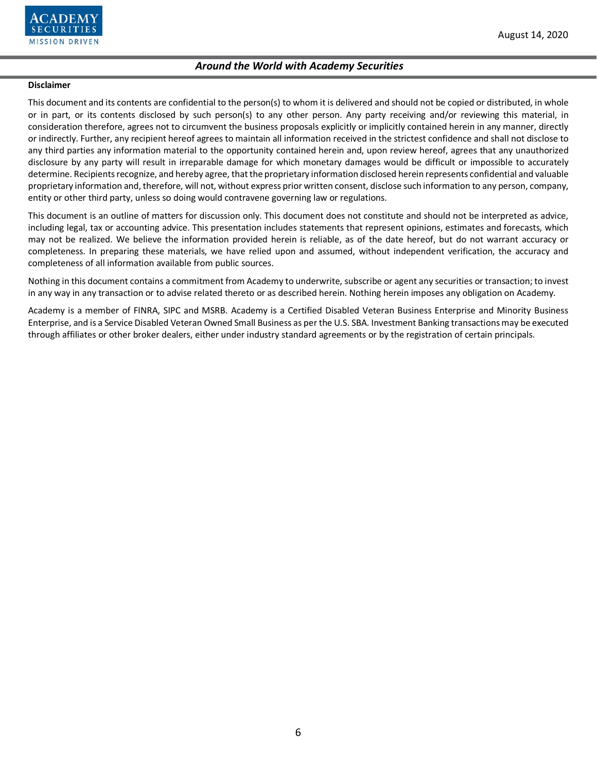**Disclaimer**

This document and its contents are confidential to the person(s) to whom it is delivered and should not be copied or distributed, in whole or in part, or its contents disclosed by such person(s) to any other person. Any party receiving and/or reviewing this material, in consideration therefore, agrees not to circumvent the business proposals explicitly or implicitly contained herein in any manner, directly or indirectly. Further, any recipient hereof agrees to maintain all information received in the strictest confidence and shall not disclose to any third parties any information material to the opportunity contained herein and, upon review hereof, agrees that any unauthorized disclosure by any party will result in irreparable damage for which monetary damages would be difficult or impossible to accurately determine. Recipients recognize, and hereby agree, that the proprietary information disclosed herein represents confidential and valuable proprietary information and, therefore, will not, without express prior written consent, disclose such information to any person, company, entity or other third party, unless so doing would contravene governing law or regulations.

This document is an outline of matters for discussion only. This document does not constitute and should not be interpreted as advice, including legal, tax or accounting advice. This presentation includes statements that represent opinions, estimates and forecasts, which may not be realized. We believe the information provided herein is reliable, as of the date hereof, but do not warrant accuracy or completeness. In preparing these materials, we have relied upon and assumed, without independent verification, the accuracy and completeness of all information available from public sources.

Nothing in this document contains a commitment from Academy to underwrite, subscribe or agent any securities or transaction; to invest in any way in any transaction or to advise related thereto or as described herein. Nothing herein imposes any obligation on Academy.

Academy is a member of FINRA, SIPC and MSRB. Academy is a Certified Disabled Veteran Business Enterprise and Minority Business Enterprise, and is a Service Disabled Veteran Owned Small Business as per the U.S. SBA. Investment Banking transactions may be executed through affiliates or other broker dealers, either under industry standard agreements or by the registration of certain principals.